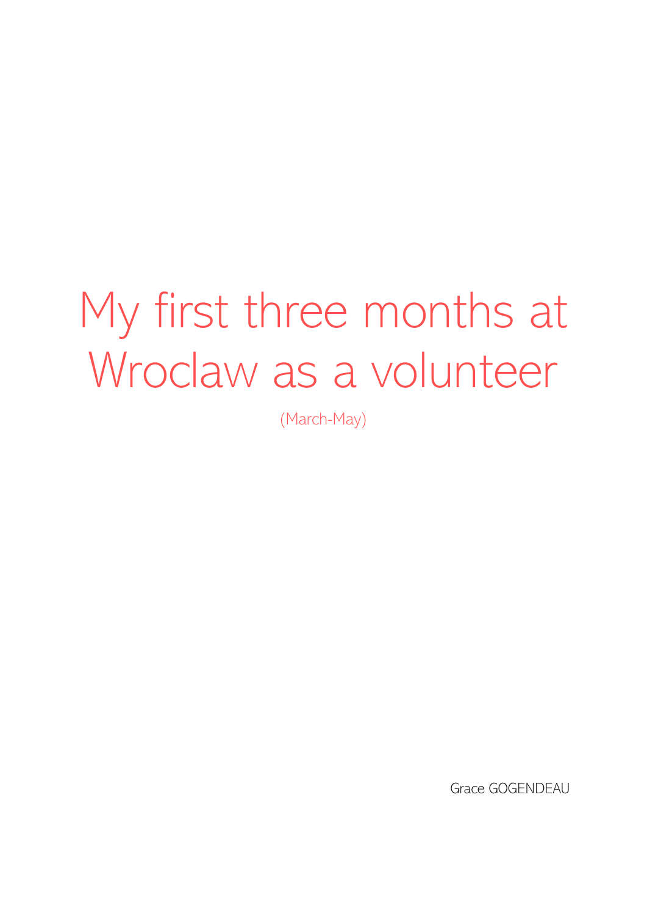# My first three months at Wroclaw as a volunteer

(March-May)

Grace GOGENDEAU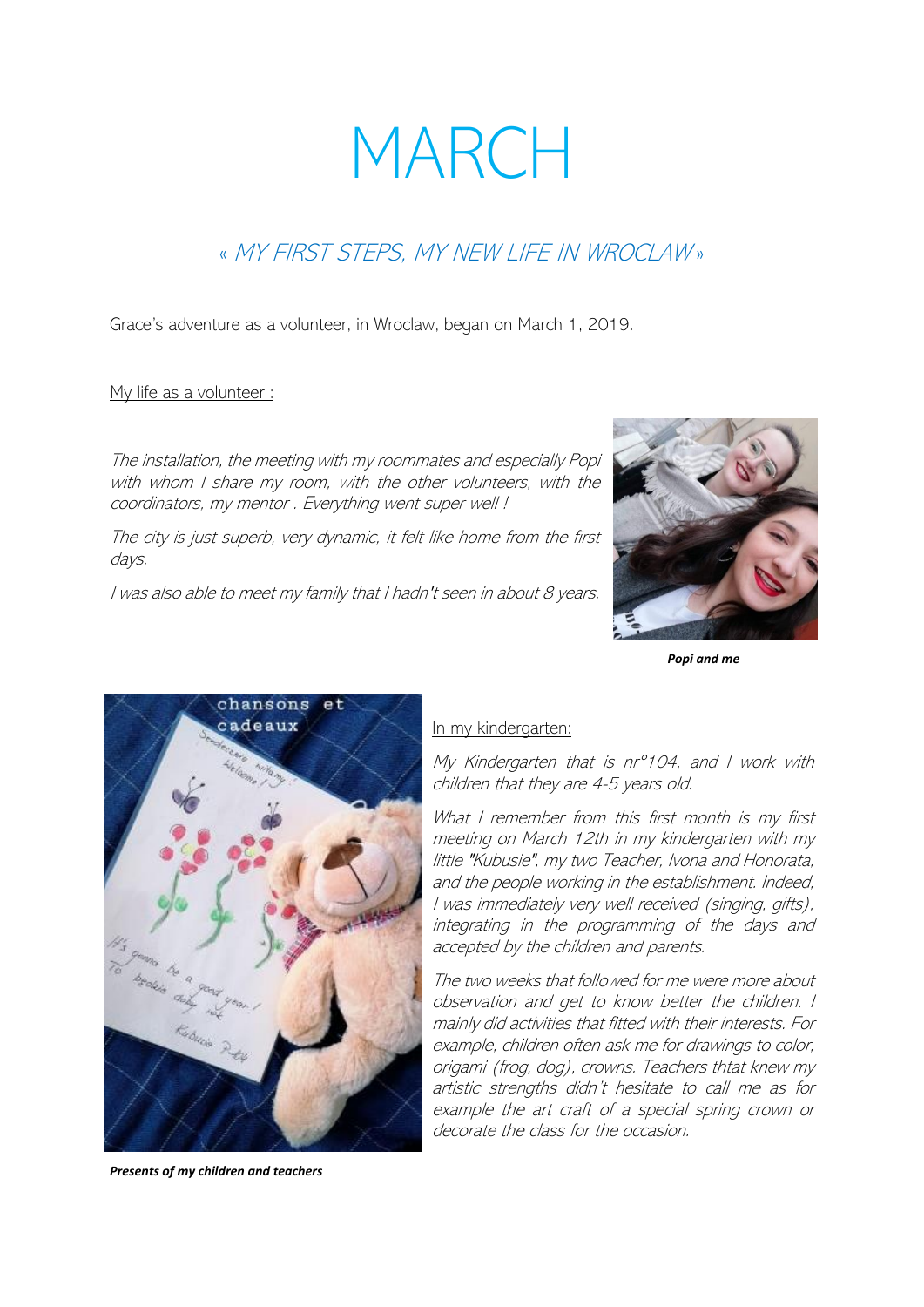# MARCH

## « *MY FIRST STEPS, MY NEW LIFE IN WROCLAW* »

Grace's adventure as a volunteer, in Wroclaw, began on March 1, 2019.

My life as a volunteer :

*The installation, the meeting with my roommates and especially Popi with whom I share my room, with the other volunteers, with the coordinators, my mentor . Everything went super well !*

*The city is just superb, very dynamic, it felt like home from the first days.*

*I was also able to meet my family that I hadn't seen in about 8 years.*

***Popi and me***

In my kindergarten:

*My Kindergarten that is nr°104, and I work with children that they are 4-5 years old.*

*What I remember from this first month is my first meeting on March 12th in my kindergarten with my little "Kubusie", my two Teacher, Ivona and Honorata, and the people working in the establishment. Indeed, I was immediately very well received (singing, gifts), integrating in the programming of the days and accepted by the children and parents.*

*The two weeks that followed for me were more about observation and get to know better the children. I mainly did activities that fitted with their interests. For example, children often ask me for drawings to color, origami (frog, dog), crowns. Teachers thtat knew my artistic strengths didn't hesitate to call me as for example the art craft of a special spring crown or decorate the class for the occasion.*

***Presents of my children and teachers***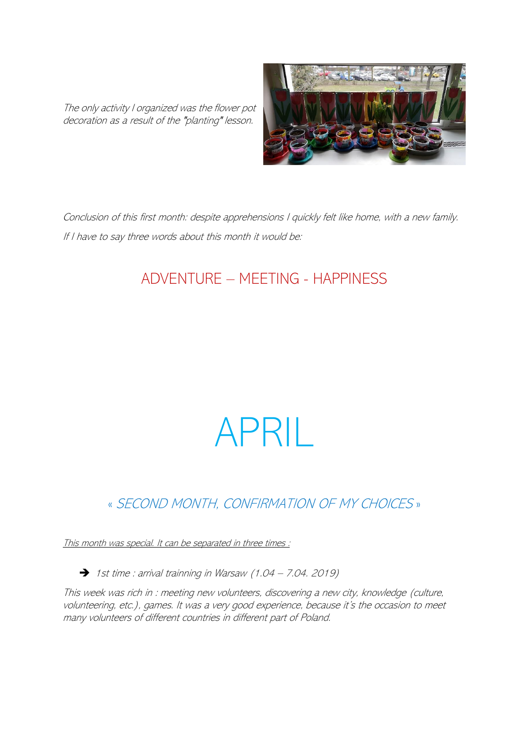*The only activity I organized was the flower pot decoration as a result of the "planting" lesson.*

*Conclusion of this first month: despite apprehensions I quickly felt like home, with a new family.*

*If I have to say three words about this month it would be:*

## ADVENTURE – MEETING - HAPPINESS

# APRIL

## « *SECOND MONTH, CONFIRMATION OF MY CHOICES* »

*<u>This month was special. It can be separated in three times :</u>*

- ➔ *1st time : arrival trainning in Warsaw (1.04 – 7.04. 2019)*

*This week was rich in : meeting new volunteers, discovering a new city, knowledge (culture, volunteering, etc.), games. It was a very good experience, because it's the occasion to meet many volunteers of different countries in different part of Poland.*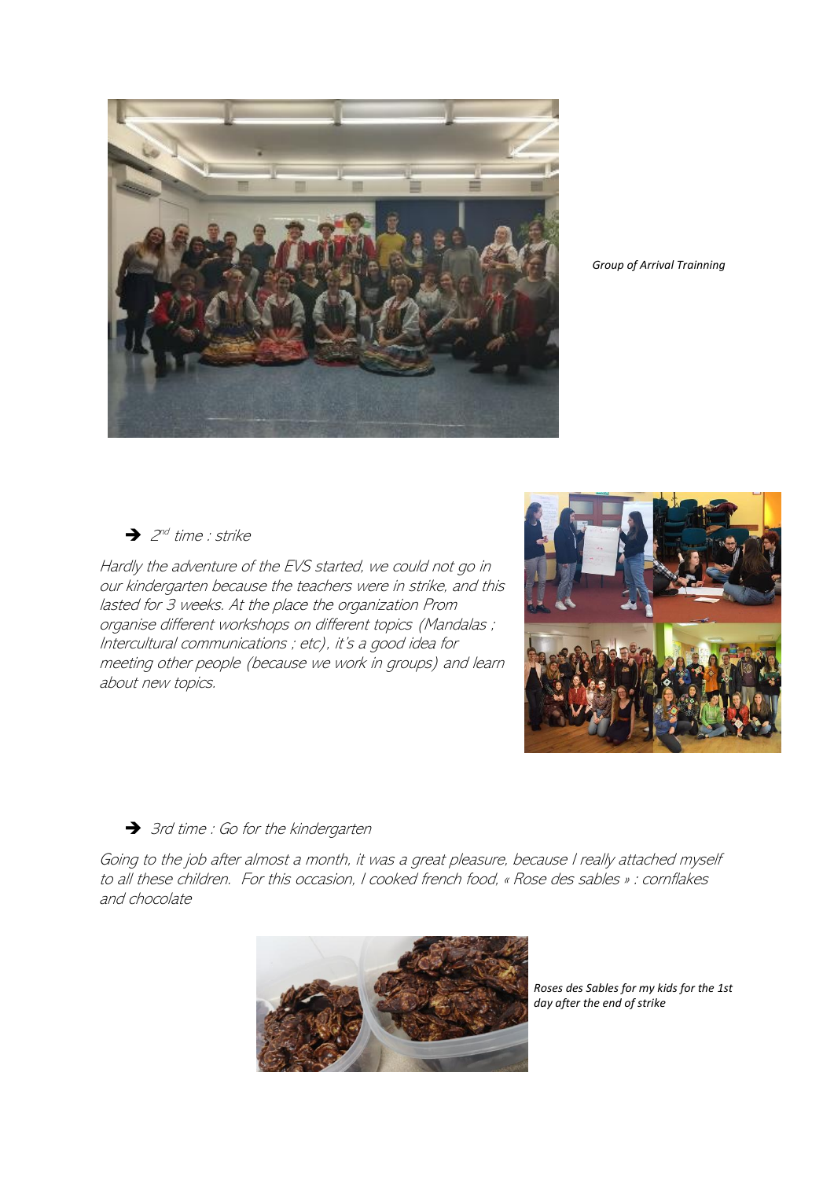*Group of Arrival Trainning*

➔ *2nd time : strike*

*Hardly the adventure of the EVS started, we could not go in our kindergarten because the teachers were in strike, and this lasted for 3 weeks. At the place the organization Prom organise different workshops on different topics (Mandalas ; Intercultural communications ; etc), it's a good idea for meeting other people (because we work in groups) and learn about new topics.*

➔ *3rd time : Go for the kindergarten*

*Going to the job after almost a month, it was a great pleasure, because I really attached myself to all these children. For this occasion, I cooked french food, « Rose des sables » : cornflakes and chocolate*

*Roses des Sables for my kids for the 1st day after the end of strike*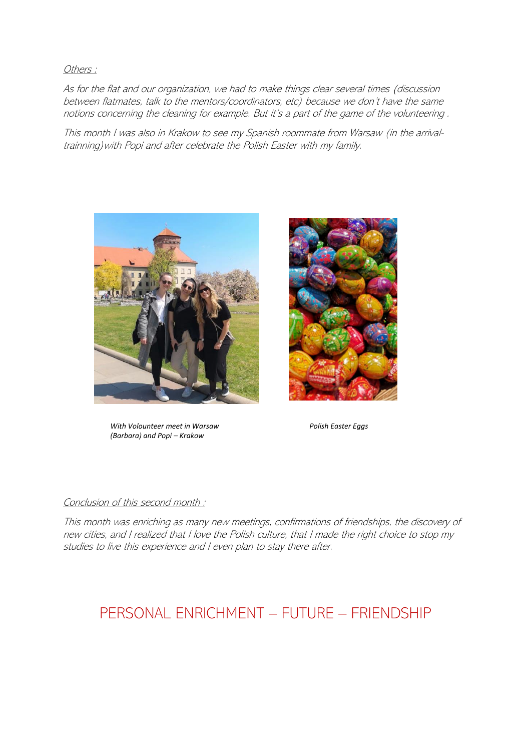<u>*Others :*</u>

*As for the flat and our organization, we had to make things clear several times (discussion between flatmates, talk to the mentors/coordinators, etc) because we don't have the same notions concerning the cleaning for example. But it's a part of the game of the volunteering .*

*This month I was also in Krakow to see my Spanish roommate from Warsaw (in the arrival-trainning) with Popi and after celebrate the Polish Easter with my family.*

***With Volounteer meet in Warsaw (Barbara) and Popi – Krakow***

***Polish Easter Eggs***

<u>*Conclusion of this second month :*</u>

*This month was enriching as many new meetings, confirmations of friendships, the discovery of new cities, and I realized that I love the Polish culture, that I made the right choice to stop my studies to live this experience and I even plan to stay there after.*

## PERSONAL ENRICHMENT – FUTURE – FRIENDSHIP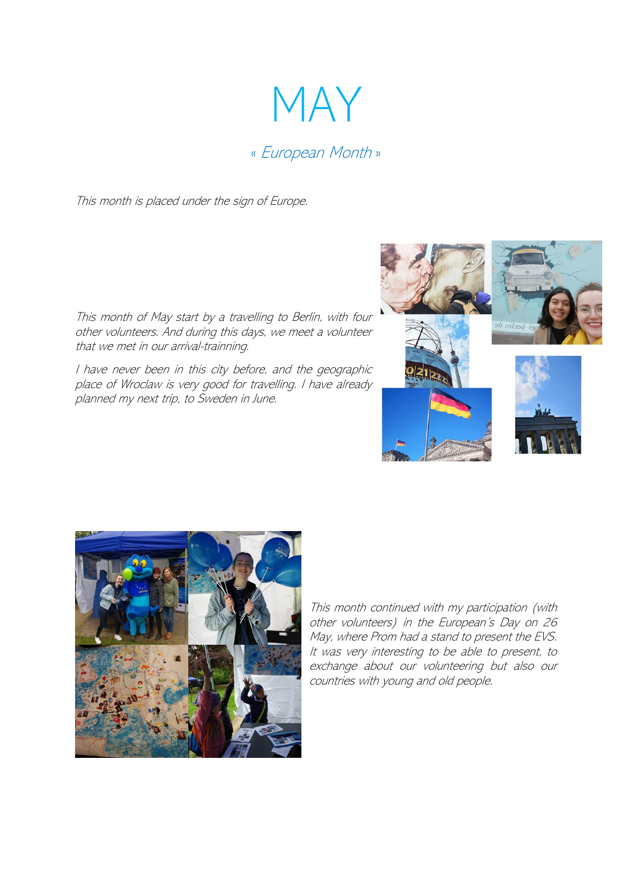# MAY

## « *European Month* »

*This month is placed under the sign of Europe.*

*This month of May start by a travelling to Berlin, with four other volunteers. And during this days, we meet a volunteer that we met in our arrival-trainning.*

*I have never been in this city before, and the geographic place of Wroclaw is very good for travelling. I have already planned my next trip, to Sweden in June.*

*This month continued with my participation (with other volunteers) in the European's Day on 26 May, where Prom had a stand to present the EVS. It was very interesting to be able to present, to exchange about our volunteering but also our countries with young and old people.*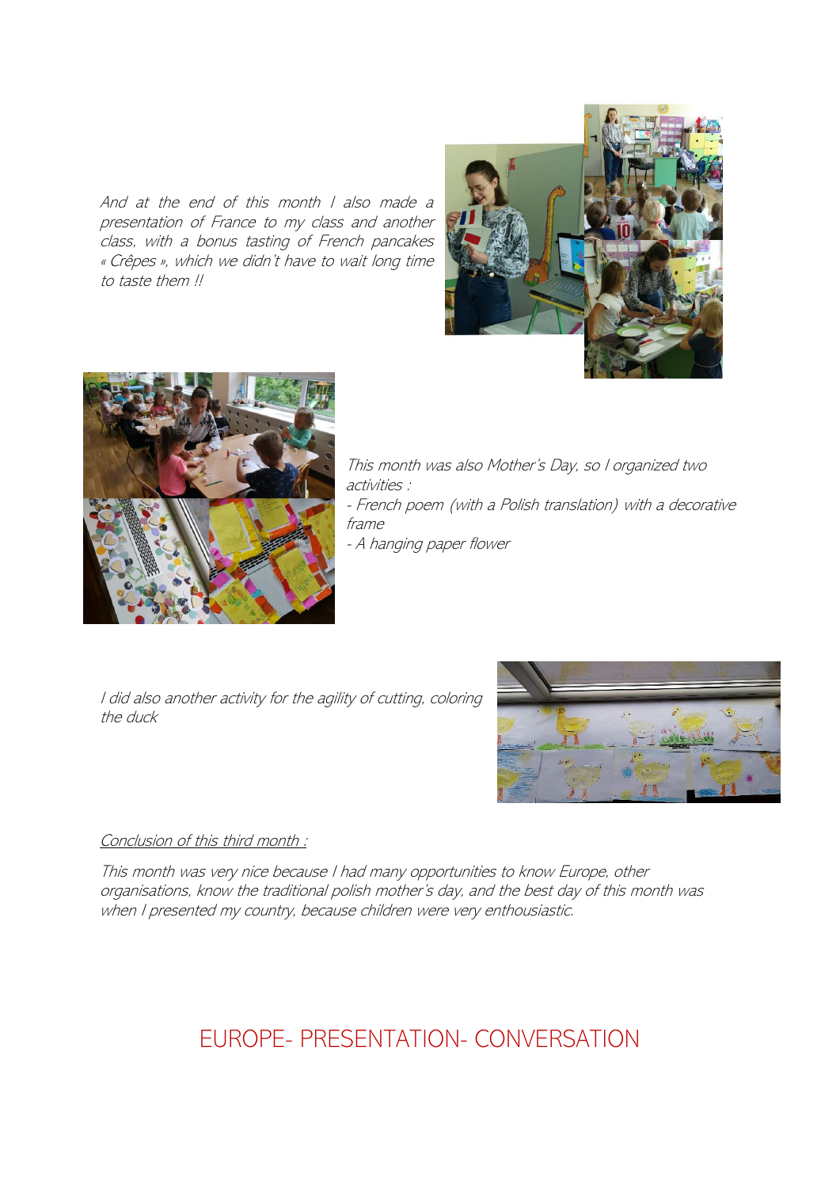*And at the end of this month I also made a presentation of France to my class and another class, with a bonus tasting of French pancakes « Crêpes », which we didn't have to wait long time to taste them !!*

*This month was also Mother's Day, so I organized two activities :*

*- French poem (with a Polish translation) with a decorative frame*

*- A hanging paper flower*

*I did also another activity for the agility of cutting, coloring the duck*

*Conclusion of this third month :*

*This month was very nice because I had many opportunities to know Europe, other organisations, know the traditional polish mother's day, and the best day of this month was when I presented my country, because children were very enthousiastic.*

# EUROPE- PRESENTATION- CONVERSATION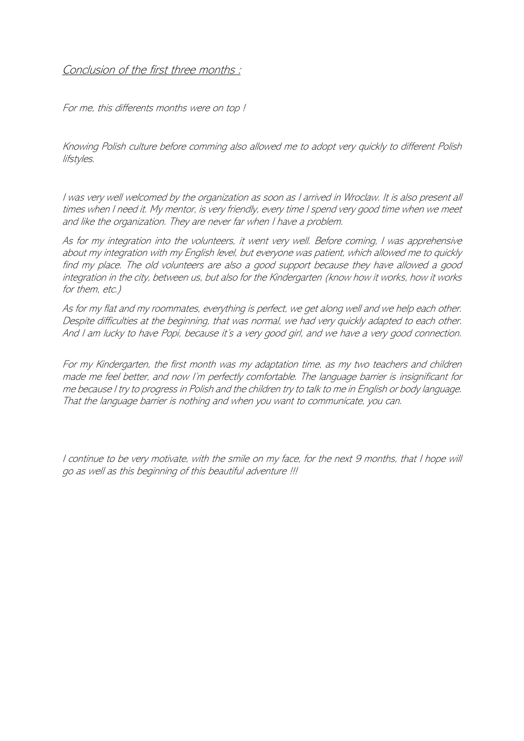<u>Conclusion of the first three months :</u>

*For me, this differents months were on top !*

*Knowing Polish culture before comming also allowed me to adopt very quickly to different Polish lifstyles.*

*I was very well welcomed by the organization as soon as I arrived in Wroclaw. It is also present all times when I need it. My mentor, is very friendly, every time I spend very good time when we meet and like the organization. They are never far when I have a problem.*

*As for my integration into the volunteers, it went very well. Before coming, I was apprehensive about my integration with my English level, but everyone was patient, which allowed me to quickly find my place. The old volunteers are also a good support because they have allowed a good integration in the city, between us, but also for the Kindergarten (know how it works, how it works for them, etc.)*

*As for my flat and my roommates, everything is perfect, we get along well and we help each other. Despite difficulties at the beginning, that was normal, we had very quickly adapted to each other. And I am lucky to have Popi, because it's a very good girl, and we have a very good connection.*

*For my Kindergarten, the first month was my adaptation time, as my two teachers and children made me feel better, and now I'm perfectly comfortable. The language barrier is insignificant for me because I try to progress in Polish and the children try to talk to me in English or body language. That the language barrier is nothing and when you want to communicate, you can.*

*I continue to be very motivate, with the smile on my face, for the next 9 months, that I hope will go as well as this beginning of this beautiful adventure !!!*